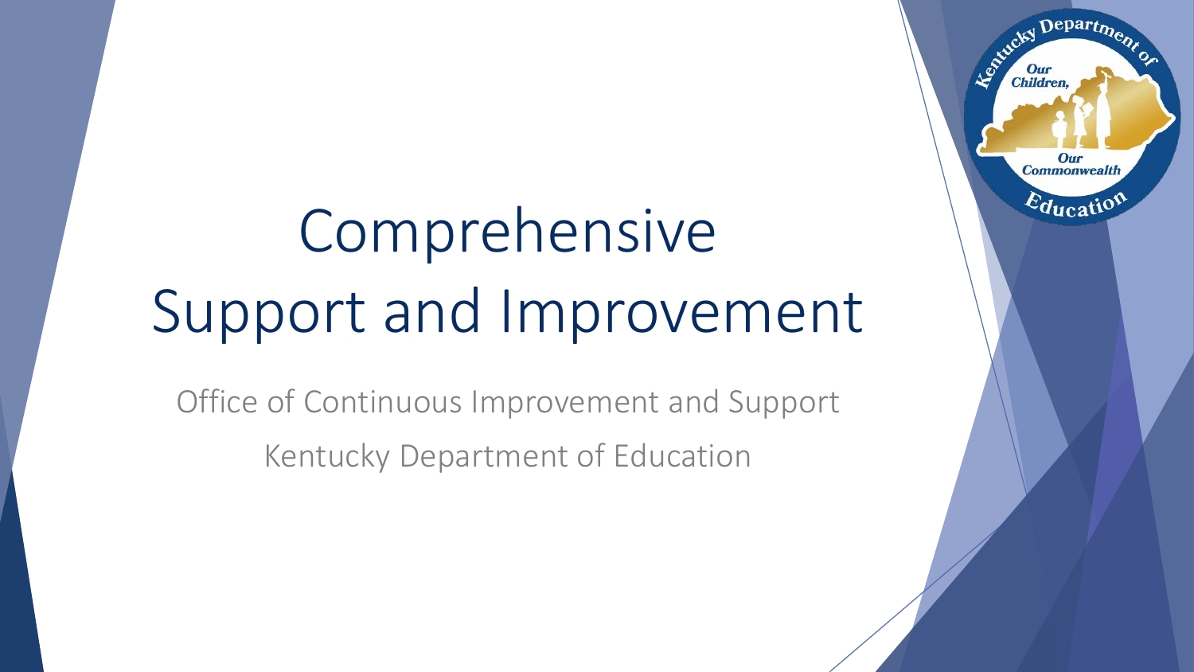# Comprehensive Support and Improvement

Office of Continuous Improvement and Support

Kentucky Department of Education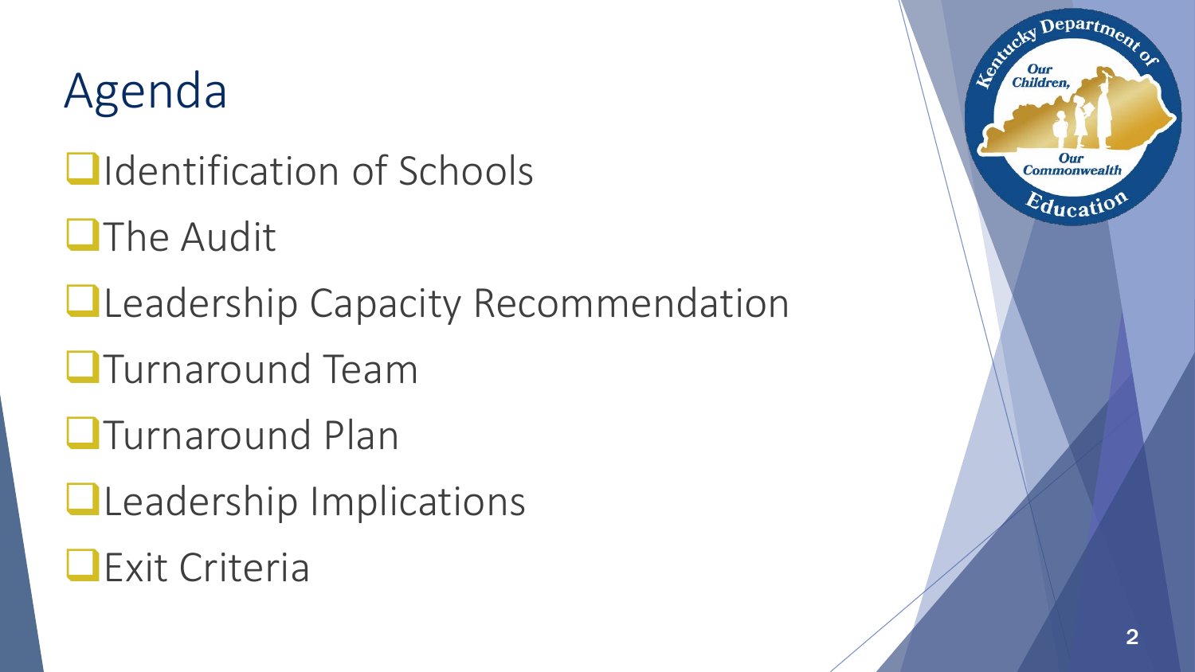# Agenda

- Identification of Schools
- The Audit
- Leadership Capacity Recommendation
- Turnaround Team
- Turnaround Plan
- Leadership Implications
- Exit Criteria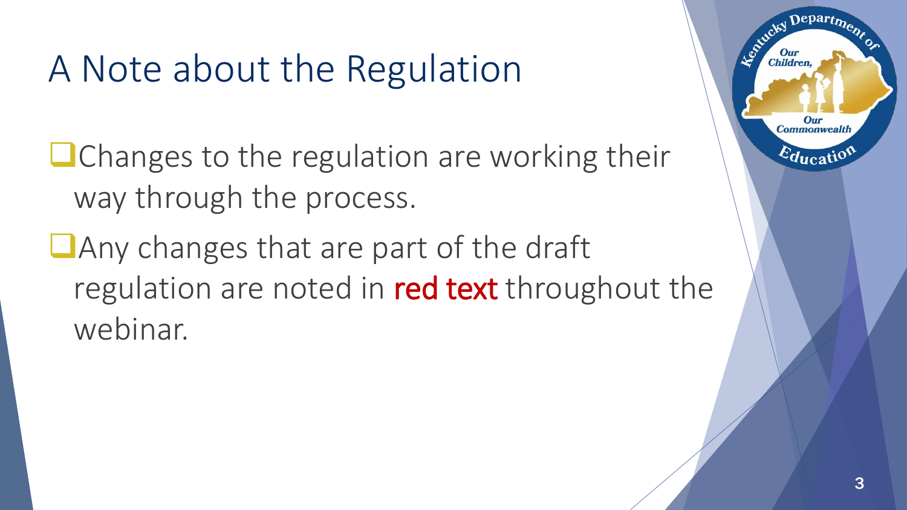# A Note about the Regulation

- Changes to the regulation are working their way through the process.
- Any changes that are part of the draft regulation are noted in red text throughout the webinar.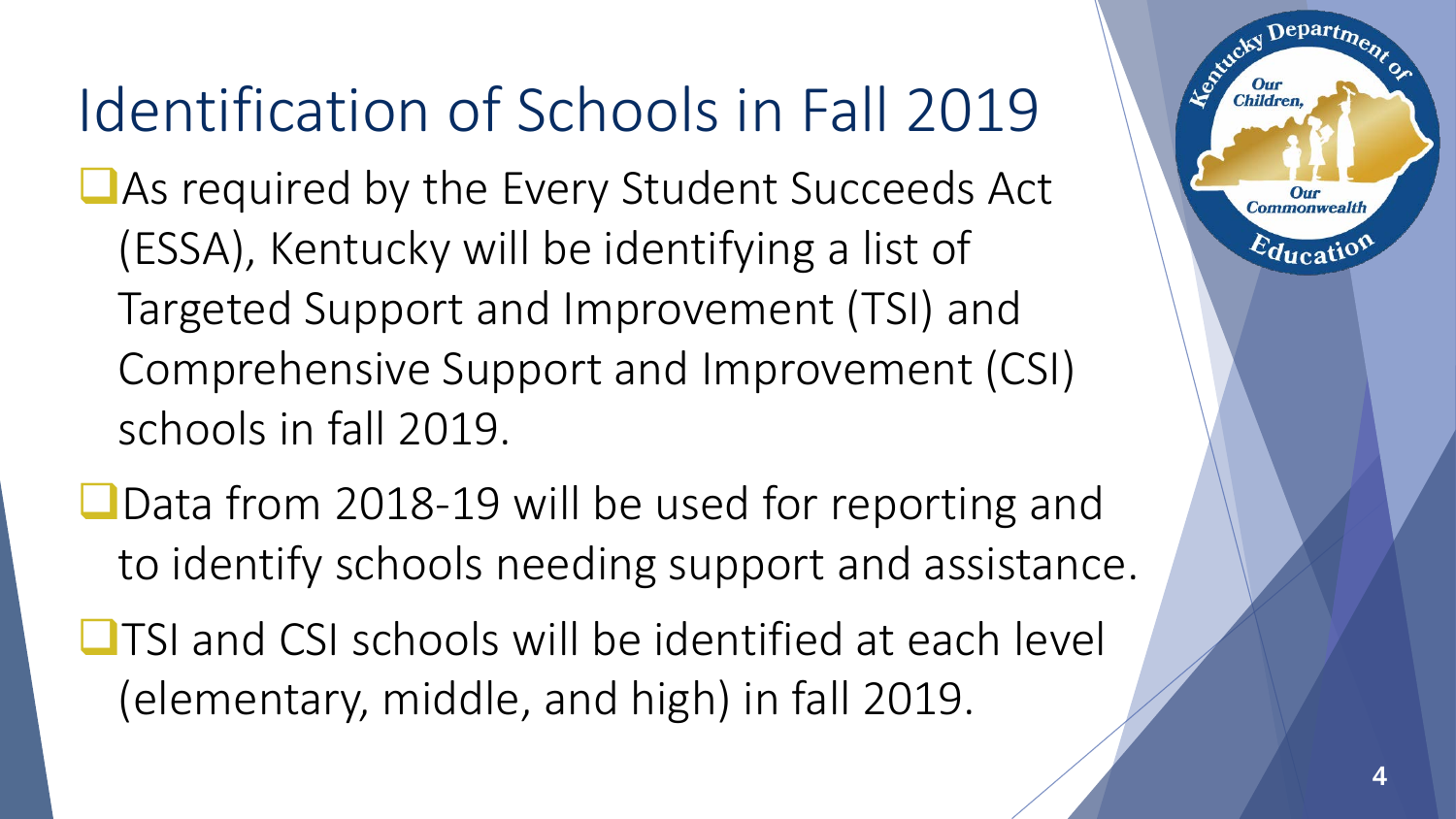# Identification of Schools in Fall 2019

- As required by the Every Student Succeeds Act (ESSA), Kentucky will be identifying a list of Targeted Support and Improvement (TSI) and Comprehensive Support and Improvement (CSI) schools in fall 2019.
- Data from 2018-19 will be used for reporting and to identify schools needing support and assistance.
- TSI and CSI schools will be identified at each level (elementary, middle, and high) in fall 2019.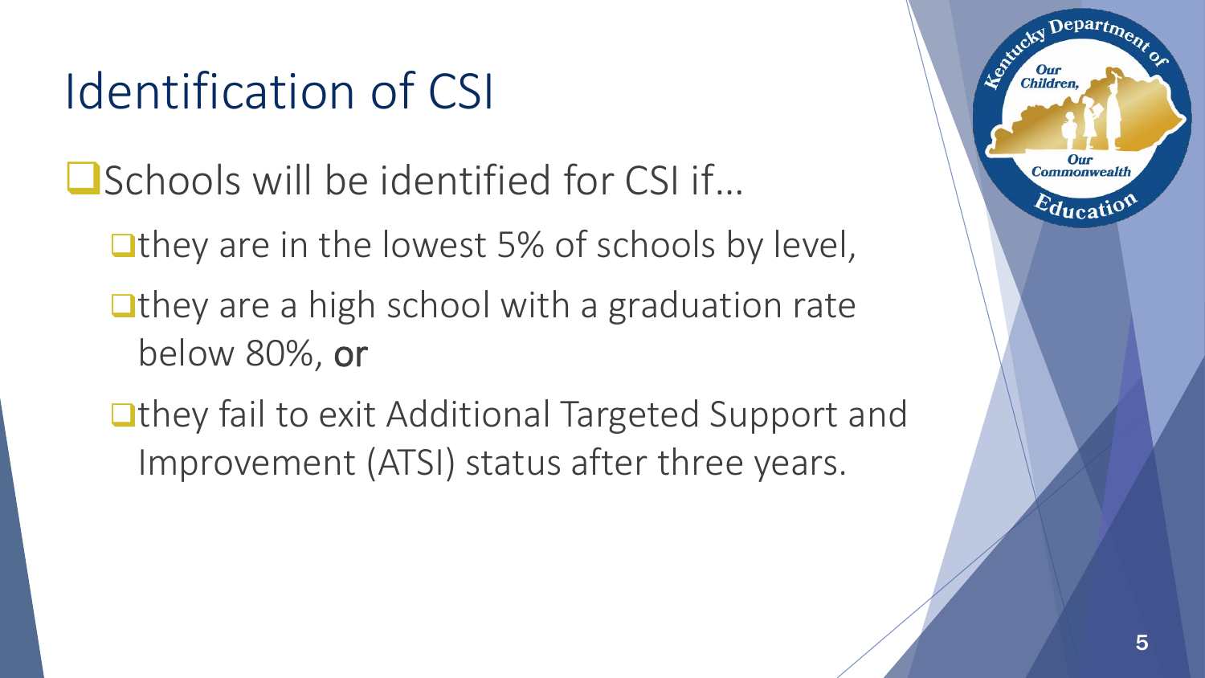# Identification of CSI

- Schools will be identified for CSI if…
  - they are in the lowest 5% of schools by level,
  - they are a high school with a graduation rate below 80%, or
  - they fail to exit Additional Targeted Support and Improvement (ATSI) status after three years.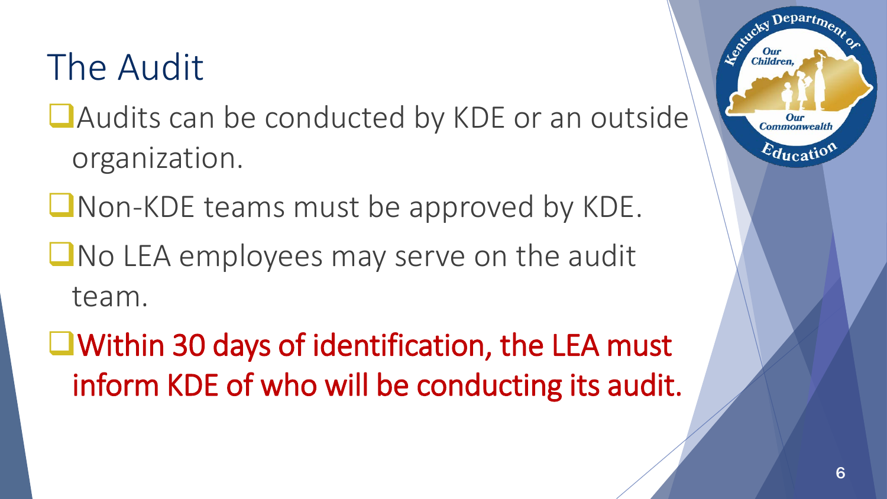# The Audit

- Audits can be conducted by KDE or an outside organization.
- Non-KDE teams must be approved by KDE.
- No LEA employees may serve on the audit team.
- Within 30 days of identification, the LEA must inform KDE of who will be conducting its audit.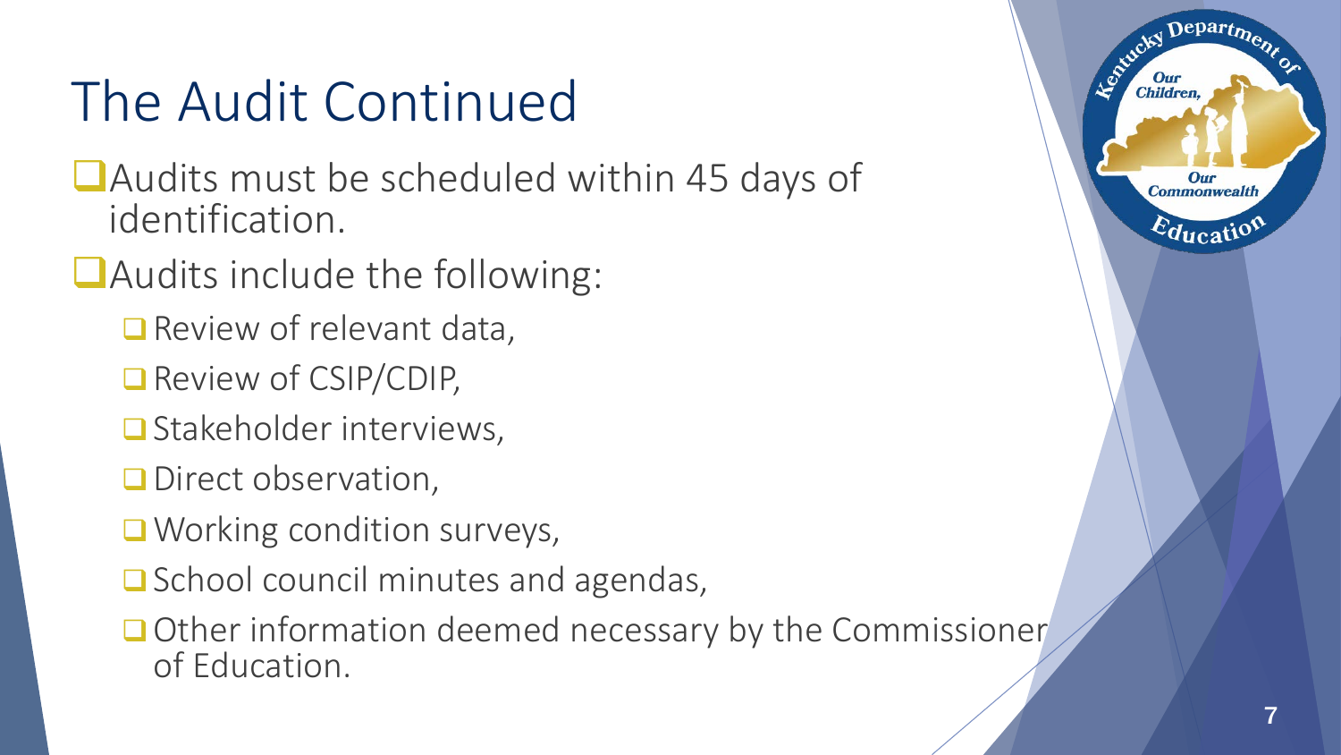# The Audit Continued

- Audits must be scheduled within 45 days of identification.
- Audits include the following:
  - Review of relevant data,
  - Review of CSIP/CDIP,
  - Stakeholder interviews,
  - Direct observation,
  - Working condition surveys,
  - School council minutes and agendas,
  - Other information deemed necessary by the Commissioner of Education.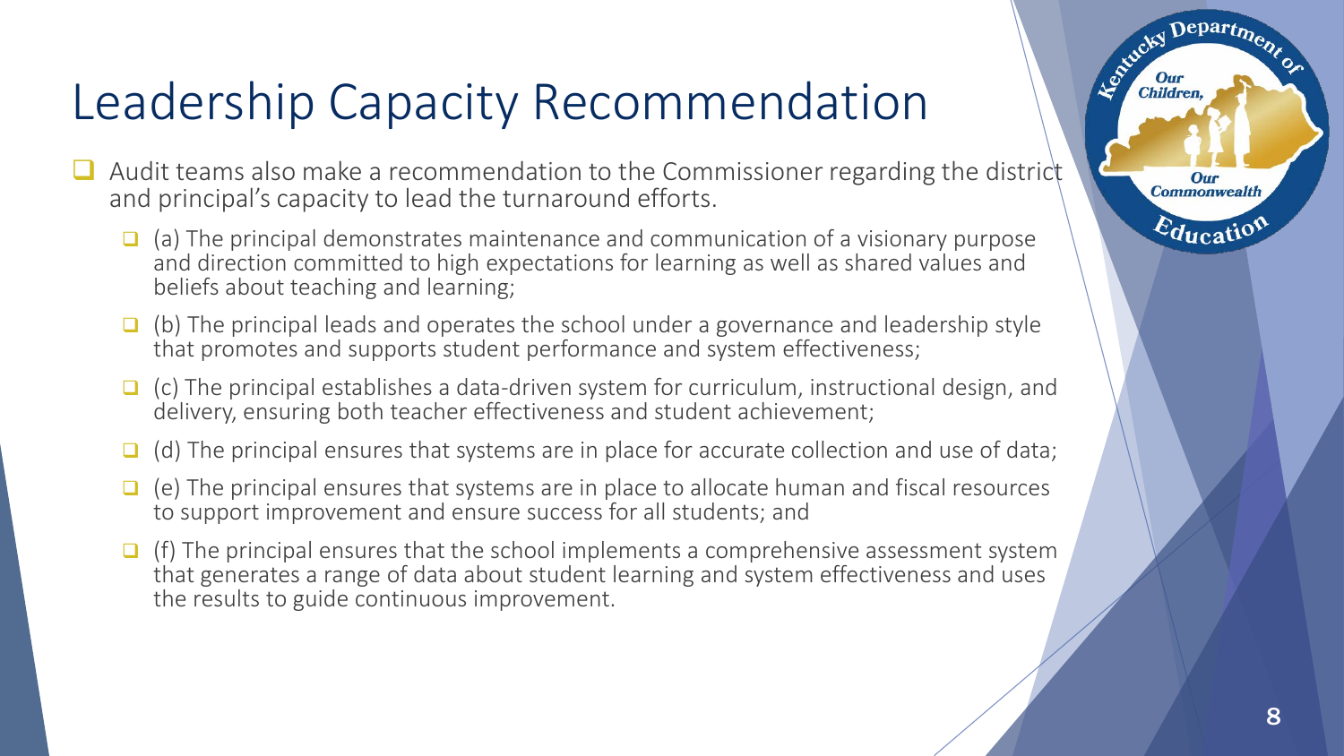# Leadership Capacity Recommendation

- Audit teams also make a recommendation to the Commissioner regarding the district and principal's capacity to lead the turnaround efforts.
  - (a) The principal demonstrates maintenance and communication of a visionary purpose and direction committed to high expectations for learning as well as shared values and beliefs about teaching and learning;
  - (b) The principal leads and operates the school under a governance and leadership style that promotes and supports student performance and system effectiveness;
  - (c) The principal establishes a data-driven system for curriculum, instructional design, and delivery, ensuring both teacher effectiveness and student achievement;
  - (d) The principal ensures that systems are in place for accurate collection and use of data;
  - (e) The principal ensures that systems are in place to allocate human and fiscal resources to support improvement and ensure success for all students; and
  - (f) The principal ensures that the school implements a comprehensive assessment system that generates a range of data about student learning and system effectiveness and uses the results to guide continuous improvement.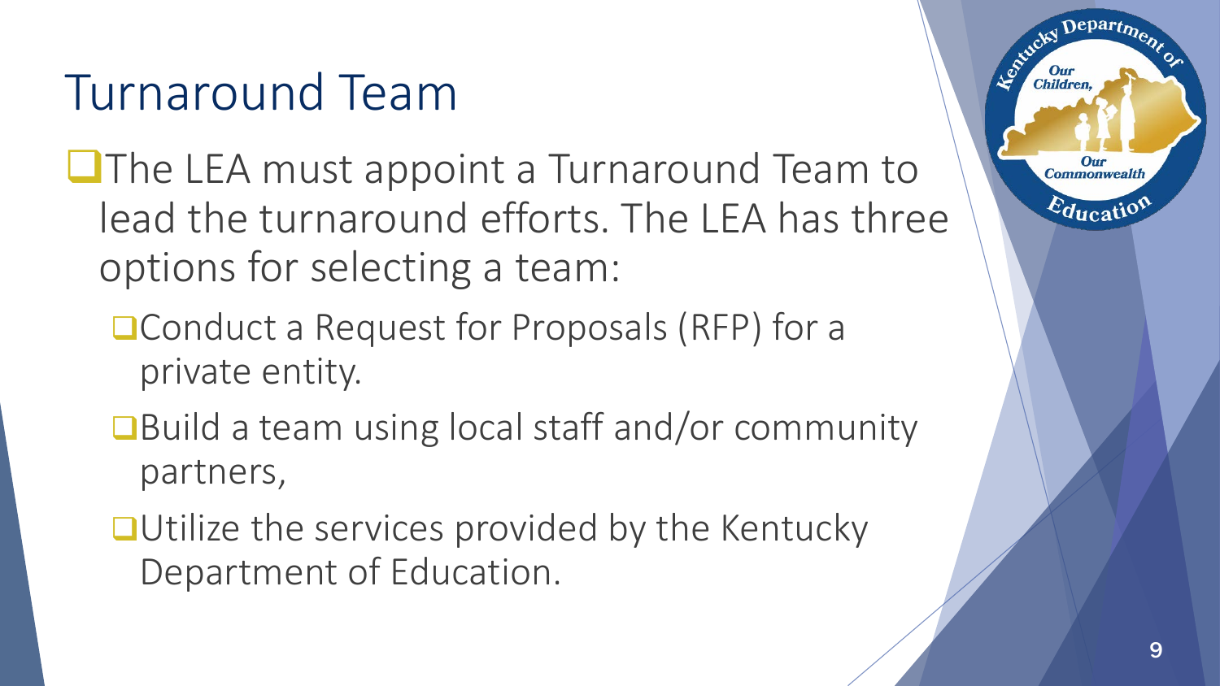# Turnaround Team

- The LEA must appoint a Turnaround Team to lead the turnaround efforts. The LEA has three options for selecting a team:
  - Conduct a Request for Proposals (RFP) for a private entity.
  - Build a team using local staff and/or community partners,
  - Utilize the services provided by the Kentucky Department of Education.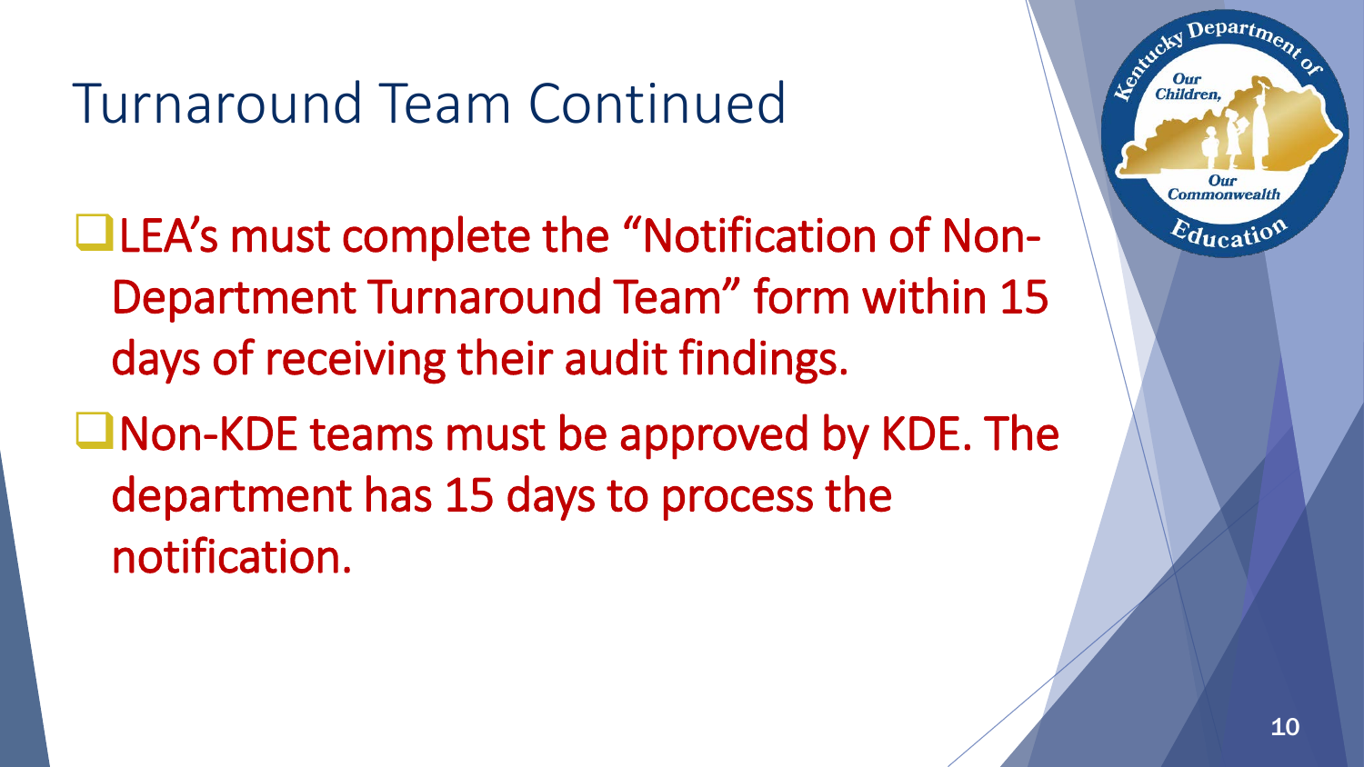# Turnaround Team Continued

- LEA's must complete the "Notification of Non-Department Turnaround Team" form within 15 days of receiving their audit findings.
- Non-KDE teams must be approved by KDE. The department has 15 days to process the notification.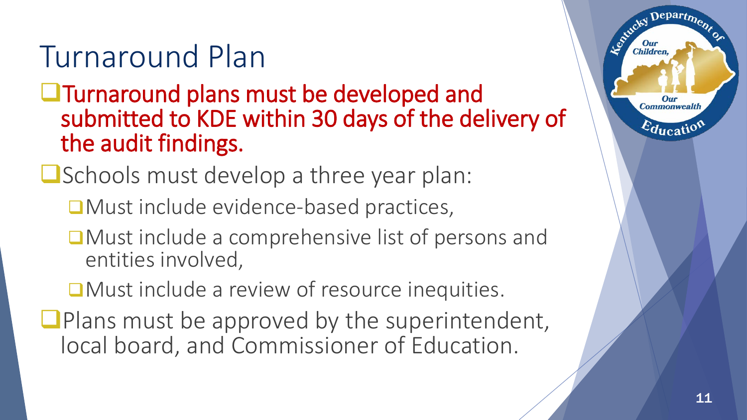# Turnaround Plan

- Turnaround plans must be developed and submitted to KDE within 30 days of the delivery of the audit findings.
- Schools must develop a three year plan:
  - Must include evidence-based practices,
  - Must include a comprehensive list of persons and entities involved,
  - Must include a review of resource inequities.
- Plans must be approved by the superintendent, local board, and Commissioner of Education.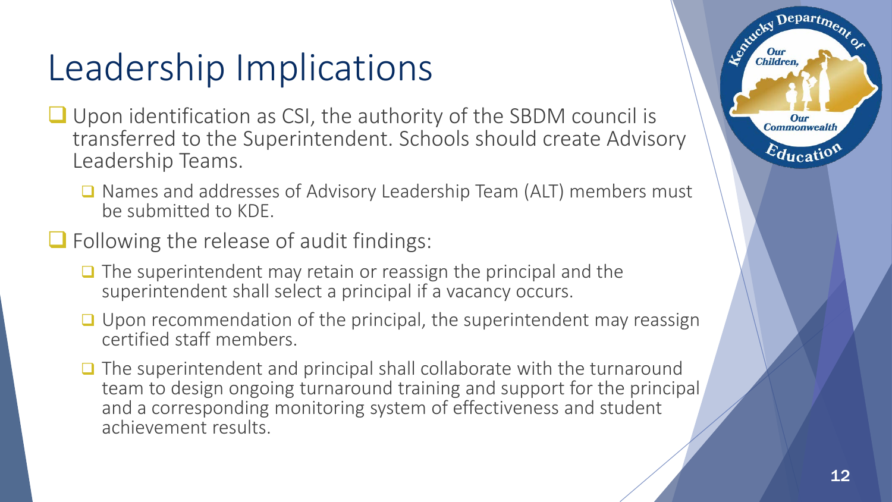# Leadership Implications

- Upon identification as CSI, the authority of the SBDM council is transferred to the Superintendent. Schools should create Advisory Leadership Teams.
  - Names and addresses of Advisory Leadership Team (ALT) members must be submitted to KDE.
- Following the release of audit findings:
  - The superintendent may retain or reassign the principal and the superintendent shall select a principal if a vacancy occurs.
  - Upon recommendation of the principal, the superintendent may reassign certified staff members.
  - The superintendent and principal shall collaborate with the turnaround team to design ongoing turnaround training and support for the principal and a corresponding monitoring system of effectiveness and student achievement results.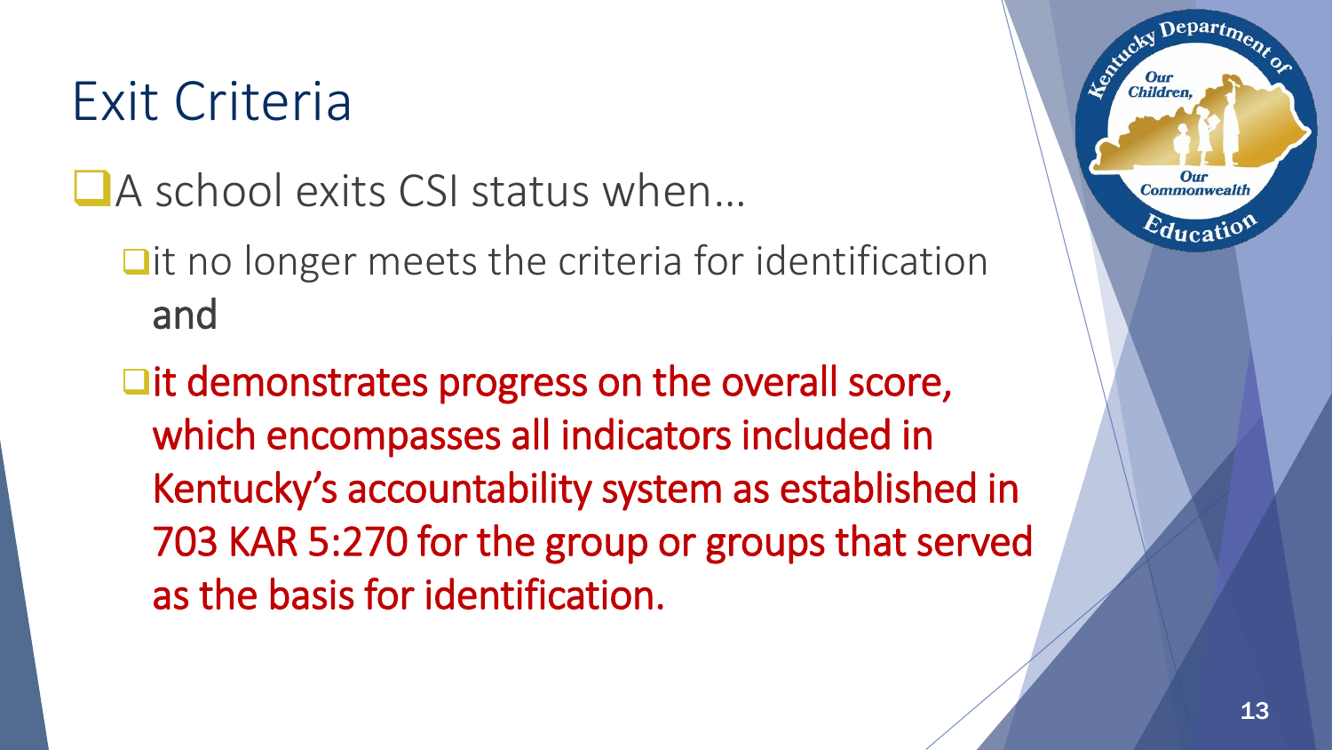# Exit Criteria

- A school exits CSI status when…
  - it no longer meets the criteria for identification **and**
  - it demonstrates progress on the overall score, which encompasses all indicators included in Kentucky's accountability system as established in 703 KAR 5:270 for the group or groups that served as the basis for identification.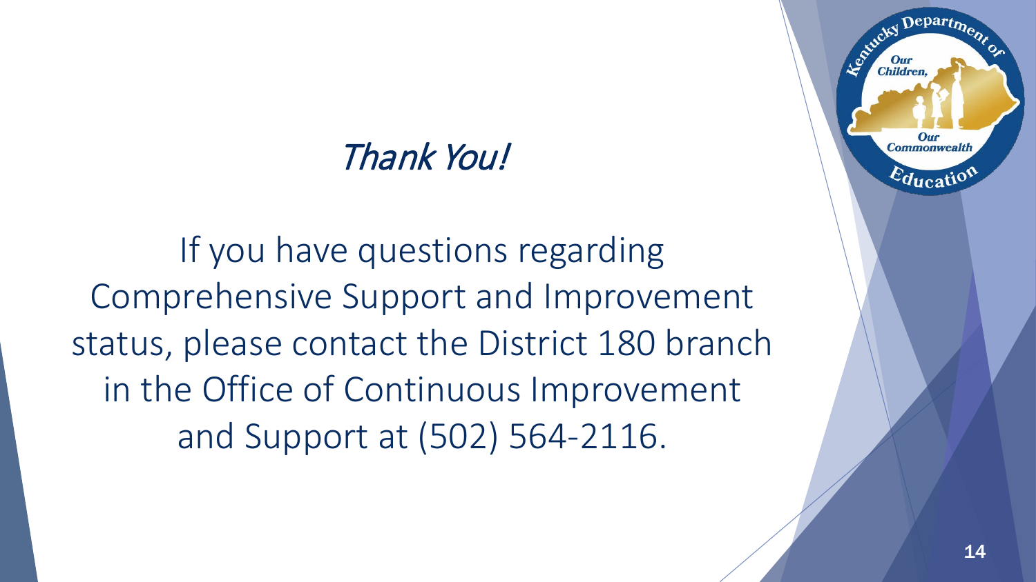# *Thank You!*

If you have questions regarding Comprehensive Support and Improvement status, please contact the District 180 branch in the Office of Continuous Improvement and Support at (502) 564-2116.